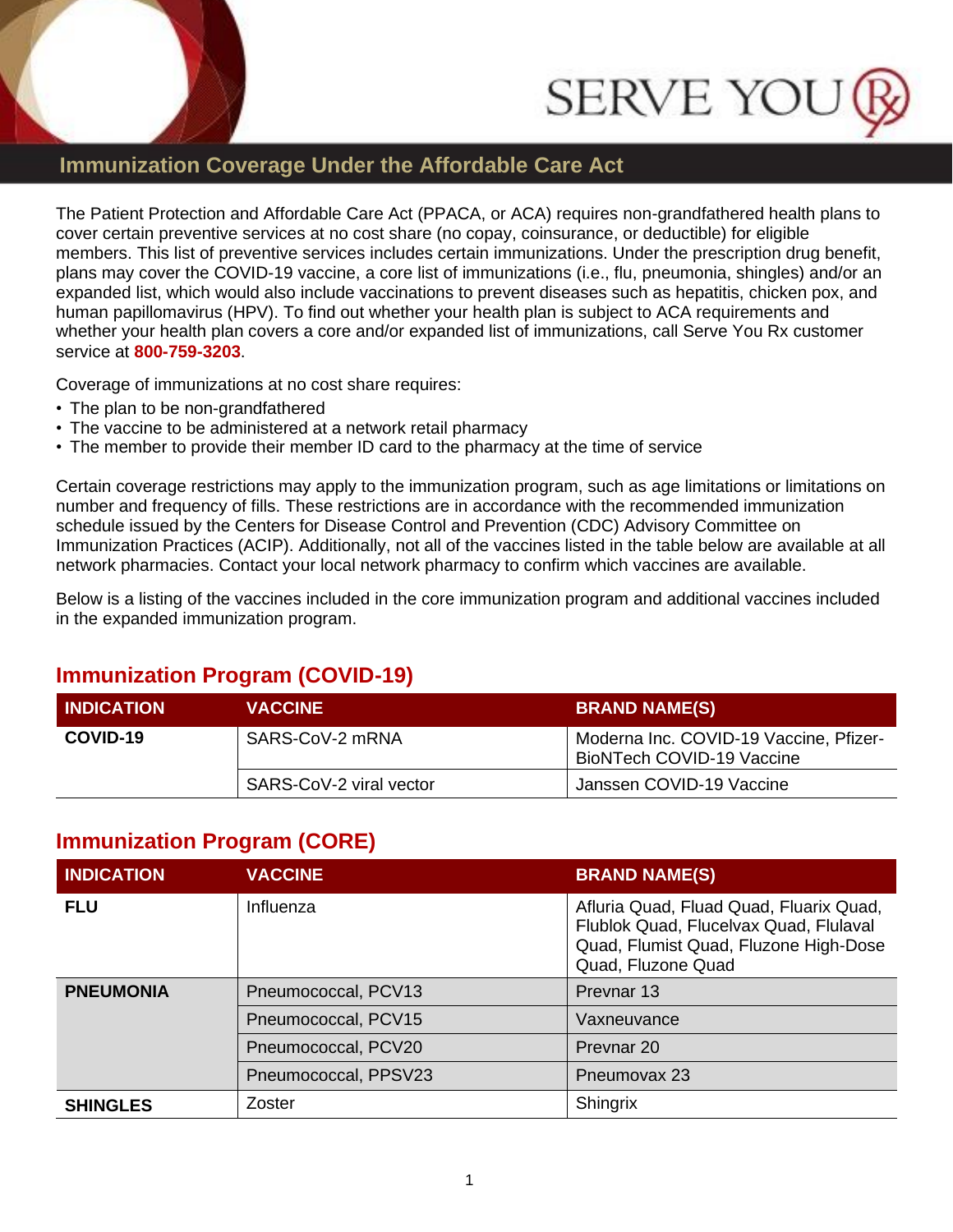SERVE YOU Rx

# Immunization Coverage Under the Affordable Care Act

The Patient Protection and Affordable Care Act (PPACA, or ACA) requires non-grandfathered health plans to cover certain preventive services at no cost share (no copay, coinsurance, or deductible) for eligible members. This list of preventive services includes certain immunizations. Under the prescription drug benefit, plans may cover the COVID-19 vaccine, a core list of immunizations (i.e., flu, pneumonia, shingles) and/or an expanded list, which would also include vaccinations to prevent diseases such as hepatitis, chicken pox, and human papillomavirus (HPV). To find out whether your health plan is subject to ACA requirements and whether your health plan covers a core and/or expanded list of immunizations, call Serve You Rx customer service at **800-759-3203**.

Coverage of immunizations at no cost share requires:

- The plan to be non-grandfathered
- The vaccine to be administered at a network retail pharmacy
- The member to provide their member ID card to the pharmacy at the time of service

Certain coverage restrictions may apply to the immunization program, such as age limitations or limitations on number and frequency of fills. These restrictions are in accordance with the recommended immunization schedule issued by the Centers for Disease Control and Prevention (CDC) Advisory Committee on Immunization Practices (ACIP). Additionally, not all of the vaccines listed in the table below are available at all network pharmacies. Contact your local network pharmacy to confirm which vaccines are available.

Below is a listing of the vaccines included in the core immunization program and additional vaccines included in the expanded immunization program.

## Immunization Program (COVID-19)

| INDICATION | VACCINE | BRAND NAME(S) |
|---|---|---|
| **COVID-19** | SARS-CoV-2 mRNA | Moderna Inc. COVID-19 Vaccine, Pfizer-BioNTech COVID-19 Vaccine |
| | SARS-CoV-2 viral vector | Janssen COVID-19 Vaccine |

## Immunization Program (CORE)

| INDICATION | VACCINE | BRAND NAME(S) |
|---|---|---|
| **FLU** | Influenza | Afluria Quad, Fluad Quad, Fluarix Quad, Flublok Quad, Flucelvax Quad, Flulaval Quad, Flumist Quad, Fluzone High-Dose Quad, Fluzone Quad |
| **PNEUMONIA** | Pneumococcal, PCV13 | Prevnar 13 |
| | Pneumococcal, PCV15 | Vaxneuvance |
| | Pneumococcal, PCV20 | Prevnar 20 |
| | Pneumococcal, PPSV23 | Pneumovax 23 |
| **SHINGLES** | Zoster | Shingrix |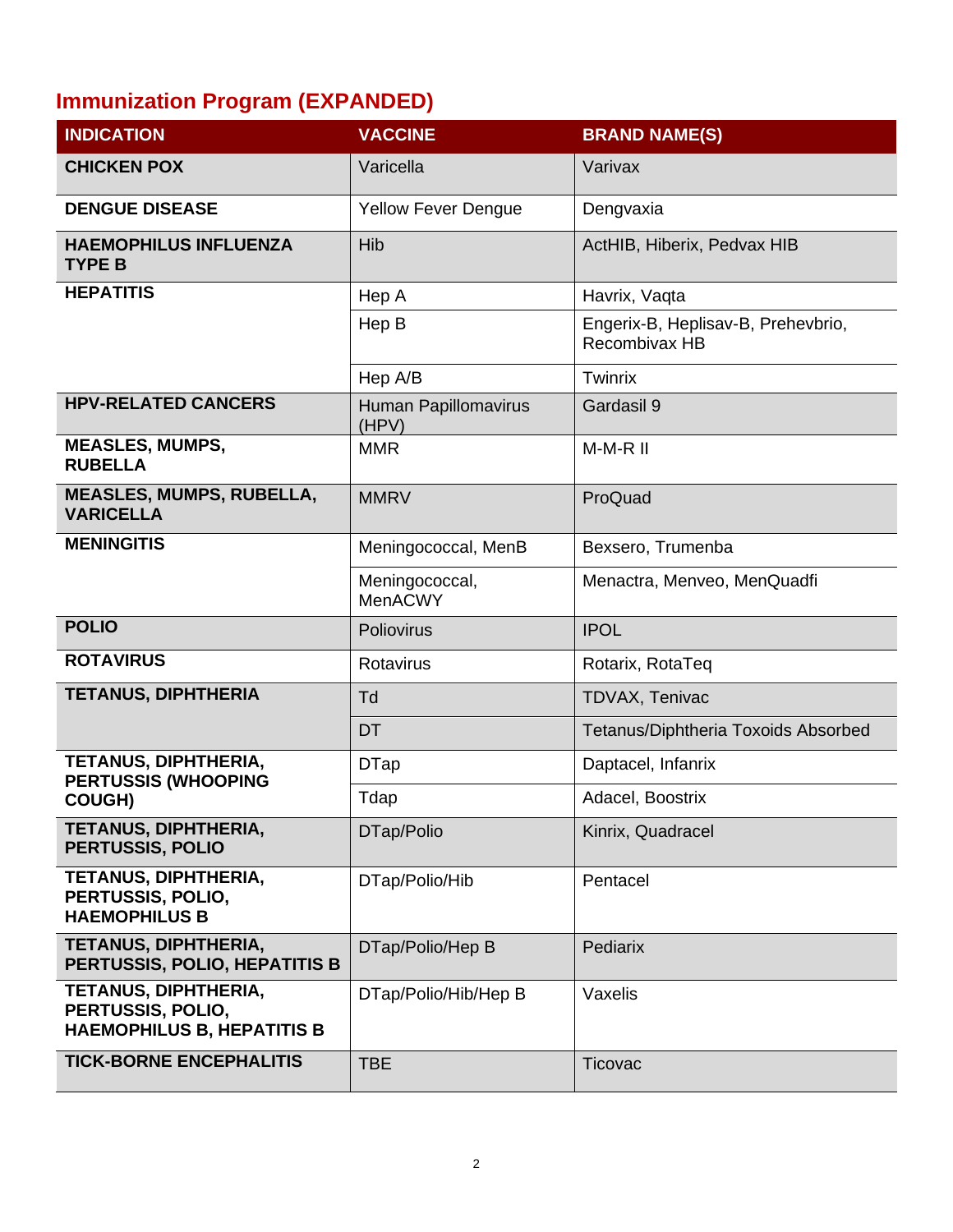## Immunization Program (EXPANDED)

| INDICATION | VACCINE | BRAND NAME(S) |
| --- | --- | --- |
| **CHICKEN POX** | Varicella | Varivax |
| **DENGUE DISEASE** | Yellow Fever Dengue | Dengvaxia |
| **HAEMOPHILUS INFLUENZA TYPE B** | Hib | ActHIB, Hiberix, Pedvax HIB |
| **HEPATITIS** | Hep A | Havrix, Vaqta |
| | Hep B | Engerix-B, Heplisav-B, Prehevbrio, Recombivax HB |
| | Hep A/B | Twinrix |
| **HPV-RELATED CANCERS** | Human Papillomavirus (HPV) | Gardasil 9 |
| **MEASLES, MUMPS, RUBELLA** | MMR | M-M-R II |
| **MEASLES, MUMPS, RUBELLA, VARICELLA** | MMRV | ProQuad |
| **MENINGITIS** | Meningococcal, MenB | Bexsero, Trumenba |
| | Meningococcal, MenACWY | Menactra, Menveo, MenQuadfi |
| **POLIO** | Poliovirus | IPOL |
| **ROTAVIRUS** | Rotavirus | Rotarix, RotaTeq |
| **TETANUS, DIPHTHERIA** | Td | TDVAX, Tenivac |
| | DT | Tetanus/Diphtheria Toxoids Absorbed |
| **TETANUS, DIPHTHERIA, PERTUSSIS (WHOOPING COUGH)** | DTap | Daptacel, Infanrix |
| | Tdap | Adacel, Boostrix |
| **TETANUS, DIPHTHERIA, PERTUSSIS, POLIO** | DTap/Polio | Kinrix, Quadracel |
| **TETANUS, DIPHTHERIA, PERTUSSIS, POLIO, HAEMOPHILUS B** | DTap/Polio/Hib | Pentacel |
| **TETANUS, DIPHTHERIA, PERTUSSIS, POLIO, HEPATITIS B** | DTap/Polio/Hep B | Pediarix |
| **TETANUS, DIPHTHERIA, PERTUSSIS, POLIO, HAEMOPHILUS B, HEPATITIS B** | DTap/Polio/Hib/Hep B | Vaxelis |
| **TICK-BORNE ENCEPHALITIS** | TBE | Ticovac |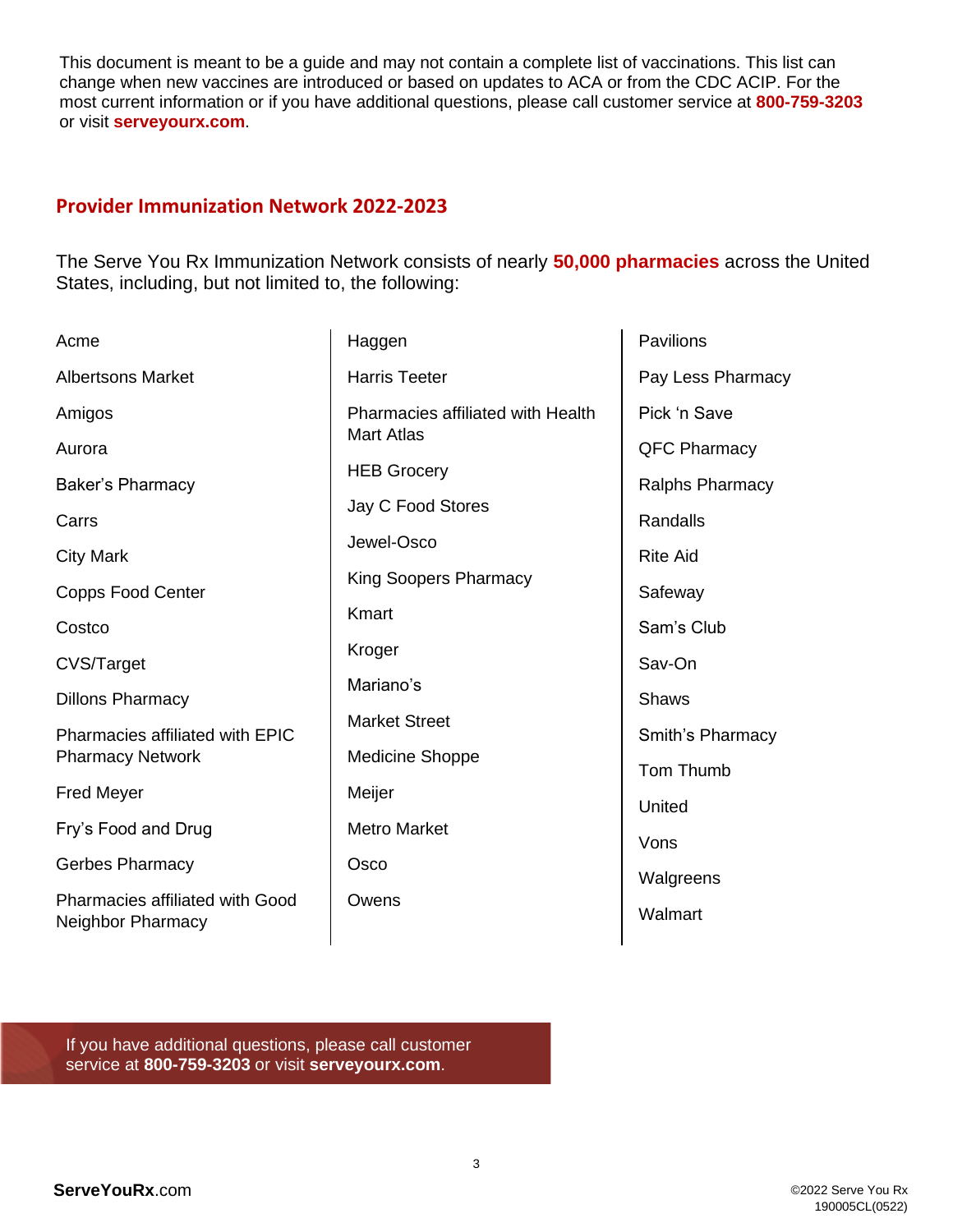This document is meant to be a guide and may not contain a complete list of vaccinations. This list can change when new vaccines are introduced or based on updates to ACA or from the CDC ACIP. For the most current information or if you have additional questions, please call customer service at **800-759-3203** or visit **serveyourx.com**.

## Provider Immunization Network 2022-2023

The Serve You Rx Immunization Network consists of nearly **50,000 pharmacies** across the United States, including, but not limited to, the following:

- Acme
- Albertsons Market
- Amigos
- Aurora
- Baker's Pharmacy
- Carrs
- City Mark
- Copps Food Center
- Costco
- CVS/Target
- Dillons Pharmacy
- Pharmacies affiliated with EPIC Pharmacy Network
- Fred Meyer
- Fry's Food and Drug
- Gerbes Pharmacy
- Pharmacies affiliated with Good Neighbor Pharmacy
- Haggen
- Harris Teeter
- Pharmacies affiliated with Health Mart Atlas
- HEB Grocery
- Jay C Food Stores
- Jewel-Osco
- King Soopers Pharmacy
- Kmart
- Kroger
- Mariano's
- Market Street
- Medicine Shoppe
- Meijer
- Metro Market
- Osco
- Owens
- Pavilions
- Pay Less Pharmacy
- Pick 'n Save
- QFC Pharmacy
- Ralphs Pharmacy
- Randalls
- Rite Aid
- Safeway
- Sam's Club
- Sav-On
- Shaws
- Smith's Pharmacy
- Tom Thumb
- United
- Vons
- Walgreens
- Walmart

If you have additional questions, please call customer service at **800-759-3203** or visit **serveyourx.com**.

**ServeYouRx**.com

©2022 Serve You Rx
190005CL(0522)